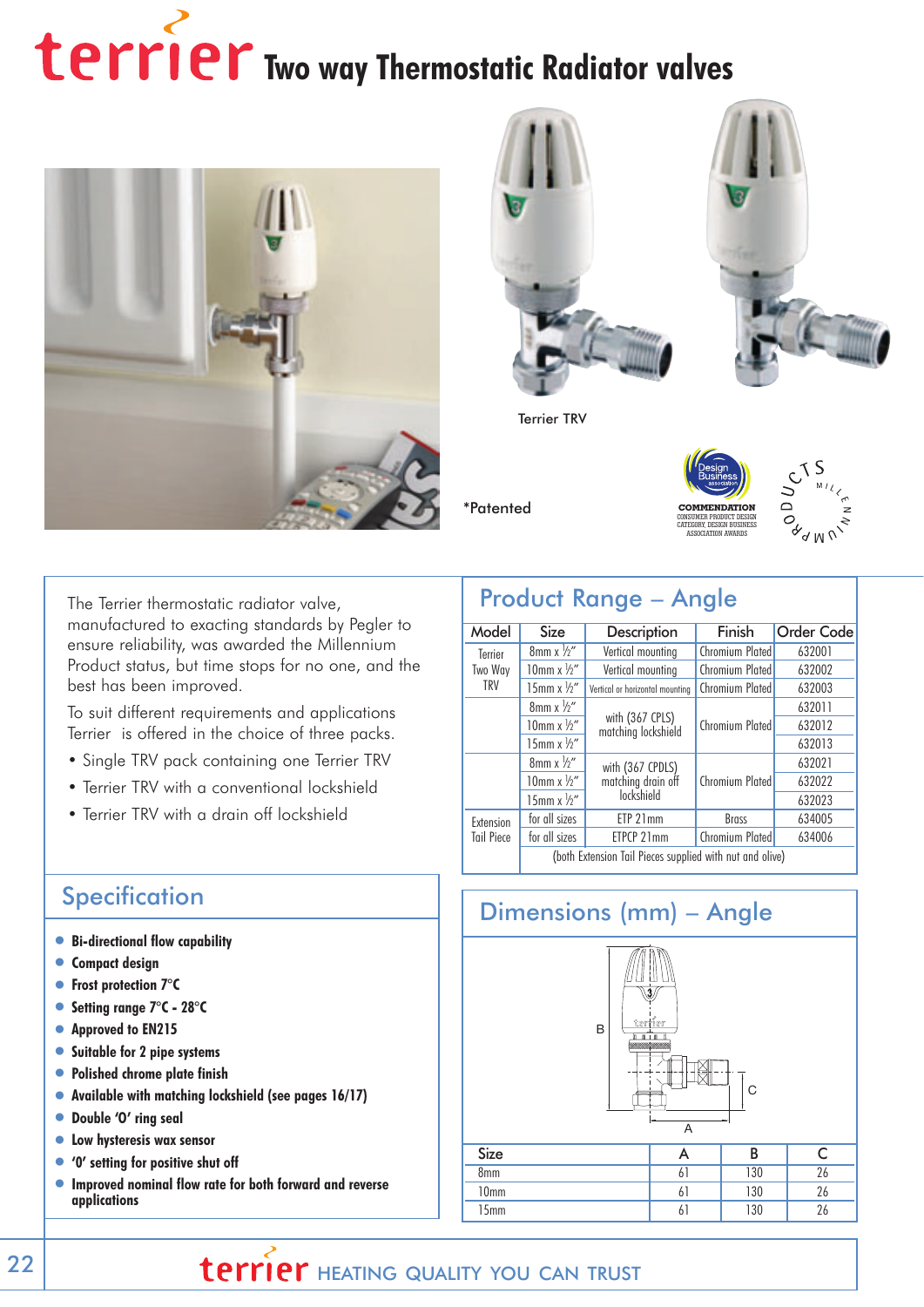# terrier Two way Thermostatic Radiator valves

Terrier TRV

*Patented

COMMENDATION
CONSUMER PRODUCT DESIGN CATEGORY, DESIGN BUSINESS ASSOCIATION AWARDS

The Terrier thermostatic radiator valve, manufactured to exacting standards by Pegler to ensure reliability, was awarded the Millennium Product status, but time stops for no one, and the best has been improved.

To suit different requirements and applications Terrier is offered in the choice of three packs.

- Single TRV pack containing one Terrier TRV
- Terrier TRV with a conventional lockshield
- Terrier TRV with a drain off lockshield

## Specification

- **Bi-directional flow capability**
- **Compact design**
- **Frost protection 7°C**
- **Setting range 7°C - 28°C**
- **Approved to EN215**
- **Suitable for 2 pipe systems**
- **Polished chrome plate finish**
- **Available with matching lockshield (see pages 16/17)**
- **Double 'O' ring seal**
- **Low hysteresis wax sensor**
- **'0' setting for positive shut off**
- **Improved nominal flow rate for both forward and reverse applications**

## Product Range – Angle

| Model | Size | Description | Finish | Order Code |
|---|---|---|---|---|
| Terrier Two Way TRV | 8mm x ½" | Vertical mounting | Chromium Plated | 632001 |
| | 10mm x ½" | Vertical mounting | Chromium Plated | 632002 |
| | 15mm x ½" | Vertical or horizontal mounting | Chromium Plated | 632003 |
| | 8mm x ½" | with (367 CPLS) matching lockshield | Chromium Plated | 632011 |
| | 10mm x ½" | | | 632012 |
| | 15mm x ½" | | | 632013 |
| | 8mm x ½" | with (367 CPDLS) matching drain off lockshield | Chromium Plated | 632021 |
| | 10mm x ½" | | | 632022 |
| | 15mm x ½" | | | 632023 |
| Extension Tail Piece | for all sizes | ETP 21mm | Brass | 634005 |
| | for all sizes | ETPCP 21mm | Chromium Plated | 634006 |
| | (both Extension Tail Pieces supplied with nut and olive) | | | |

## Dimensions (mm) – Angle

| Size | A | B | C |
|---|---|---|---|
| 8mm | 61 | 130 | 26 |
| 10mm | 61 | 130 | 26 |
| 15mm | 61 | 130 | 26 |

terrier HEATING QUALITY YOU CAN TRUST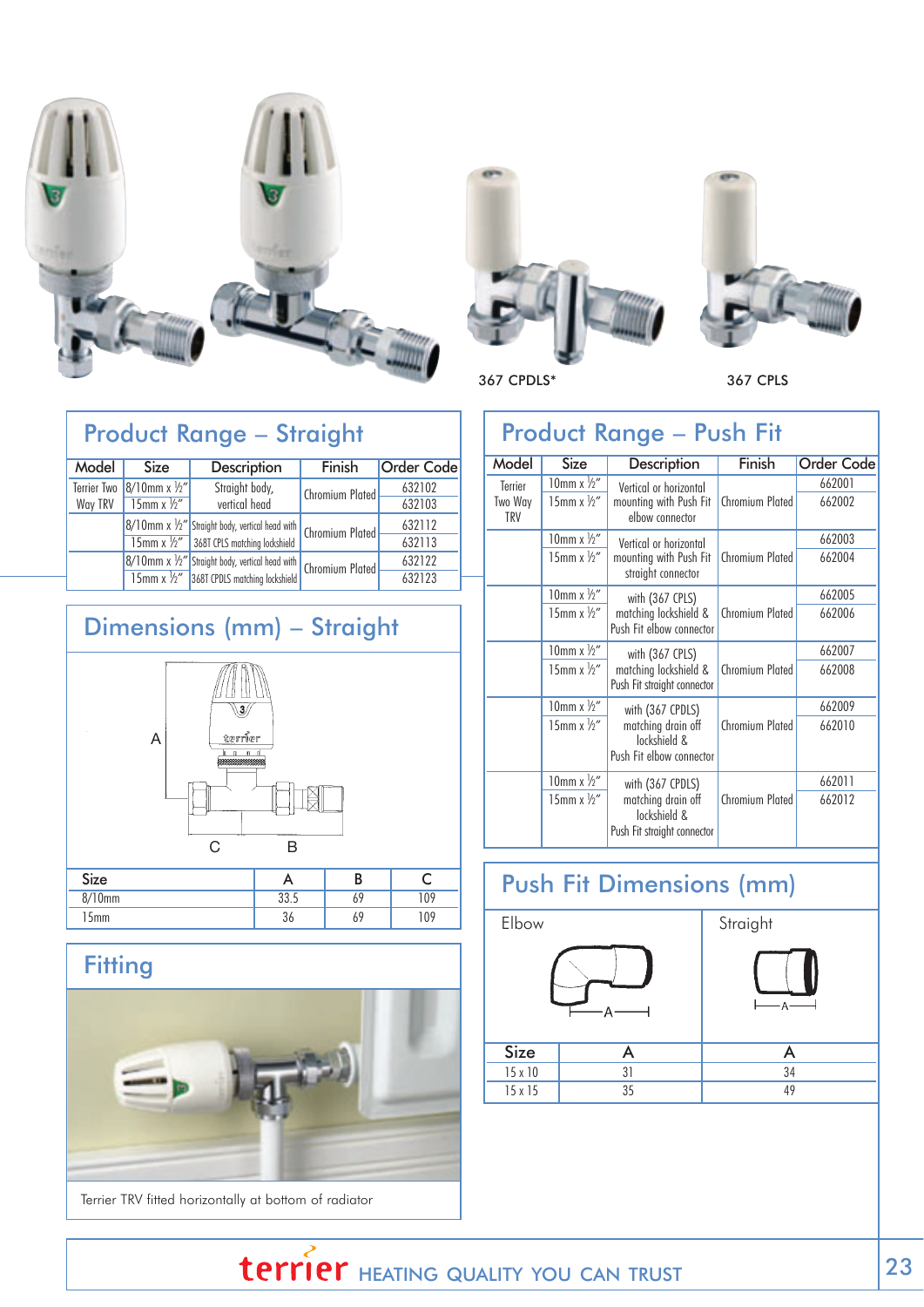367 CPDLS*

367 CPLS

## Product Range – Straight

| Model | Size | Description | Finish | Order Code |
|---|---|---|---|---|
| Terrier Two Way TRV | 8/10mm x ½" | Straight body, vertical head | Chromium Plated | 632102 |
| | 15mm x ½" | | | 632103 |
| | 8/10mm x ½" | Straight body, vertical head with 368T CPLS matching lockshield | Chromium Plated | 632112 |
| | 15mm x ½" | | | 632113 |
| | 8/10mm x ½" | Straight body, vertical head with 368T CPDLS matching lockshield | Chromium Plated | 632122 |
| | 15mm x ½" | | | 632123 |

## Dimensions (mm) – Straight

| Size | A | B | C |
|---|---|---|---|
| 8/10mm | 33.5 | 69 | 109 |
| 15mm | 36 | 69 | 109 |

## Fitting

Terrier TRV fitted horizontally at bottom of radiator

## Product Range – Push Fit

| Model | Size | Description | Finish | Order Code |
|---|---|---|---|---|
| Terrier Two Way TRV | 10mm x ½" | Vertical or horizontal mounting with Push Fit elbow connector | Chromium Plated | 662001 |
| | 15mm x ½" | | | 662002 |
| | 10mm x ½" | Vertical or horizontal mounting with Push Fit straight connector | Chromium Plated | 662003 |
| | 15mm x ½" | | | 662004 |
| | 10mm x ½" | with (367 CPLS) matching lockshield & Push Fit elbow connector | Chromium Plated | 662005 |
| | 15mm x ½" | | | 662006 |
| | 10mm x ½" | with (367 CPLS) matching lockshield & Push Fit straight connector | Chromium Plated | 662007 |
| | 15mm x ½" | | | 662008 |
| | 10mm x ½" | with (367 CPDLS) matching drain off lockshield & Push Fit elbow connector | Chromium Plated | 662009 |
| | 15mm x ½" | | | 662010 |
| | 10mm x ½" | with (367 CPDLS) matching drain off lockshield & Push Fit straight connector | Chromium Plated | 662011 |
| | 15mm x ½" | | | 662012 |

## Push Fit Dimensions (mm)

| Size | Elbow A | Straight A |
|---|---|---|
| 15 x 10 | 31 | 34 |
| 15 x 15 | 35 | 49 |

terrier HEATING QUALITY YOU CAN TRUST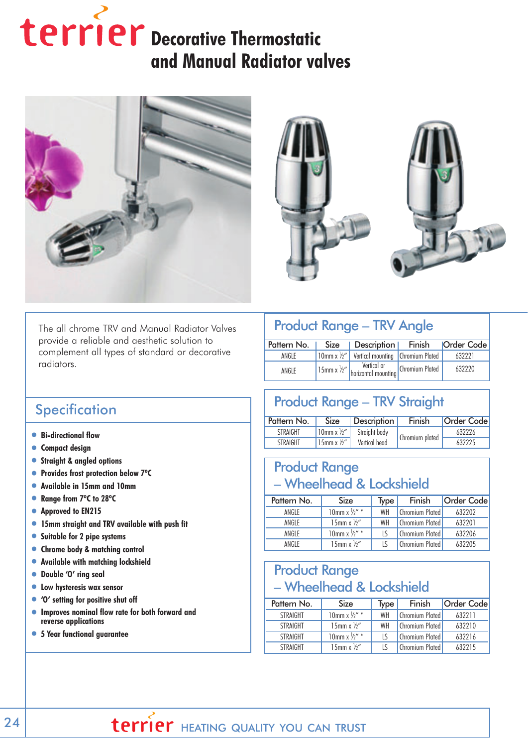# terrier Decorative Thermostatic and Manual Radiator valves

The all chrome TRV and Manual Radiator Valves provide a reliable and aesthetic solution to complement all types of standard or decorative radiators.

## Specification

- **Bi-directional flow**
- **Compact design**
- **Straight & angled options**
- **Provides frost protection below 7°C**
- **Available in 15mm and 10mm**
- **Range from 7°C to 28°C**
- **Approved to EN215**
- **15mm straight and TRV available with push fit**
- **Suitable for 2 pipe systems**
- **Chrome body & matching control**
- **Available with matching lockshield**
- **Double 'O' ring seal**
- **Low hysteresis wax sensor**
- **'O' setting for positive shut off**
- **Improves nominal flow rate for both forward and reverse applications**
- **5 Year functional guarantee**

## Product Range – TRV Angle

| Pattern No. | Size | Description | Finish | Order Code |
|---|---|---|---|---|
| ANGLE | 10mm x ½" | Vertical mounting | Chromium Plated | 632221 |
| ANGLE | 15mm x ½" | Vertical or horizontal mounting | Chromium Plated | 632220 |

## Product Range – TRV Straight

| Pattern No. | Size | Description | Finish | Order Code |
|---|---|---|---|---|
| STRAIGHT | 10mm x ½" | Straight body | Chromium plated | 632226 |
| STRAIGHT | 15mm x ½" | Vertical head | Chromium plated | 632225 |

## Product Range – Wheelhead & Lockshield

| Pattern No. | Size | Type | Finish | Order Code |
|---|---|---|---|---|
| ANGLE | 10mm x ½" * | WH | Chromium Plated | 632202 |
| ANGLE | 15mm x ½" | WH | Chromium Plated | 632201 |
| ANGLE | 10mm x ½" * | LS | Chromium Plated | 632206 |
| ANGLE | 15mm x ½" | LS | Chromium Plated | 632205 |

## Product Range – Wheelhead & Lockshield

| Pattern No. | Size | Type | Finish | Order Code |
|---|---|---|---|---|
| STRAIGHT | 10mm x ½" * | WH | Chromium Plated | 632211 |
| STRAIGHT | 15mm x ½" | WH | Chromium Plated | 632210 |
| STRAIGHT | 10mm x ½" * | LS | Chromium Plated | 632216 |
| STRAIGHT | 15mm x ½" | LS | Chromium Plated | 632215 |

terrier HEATING QUALITY YOU CAN TRUST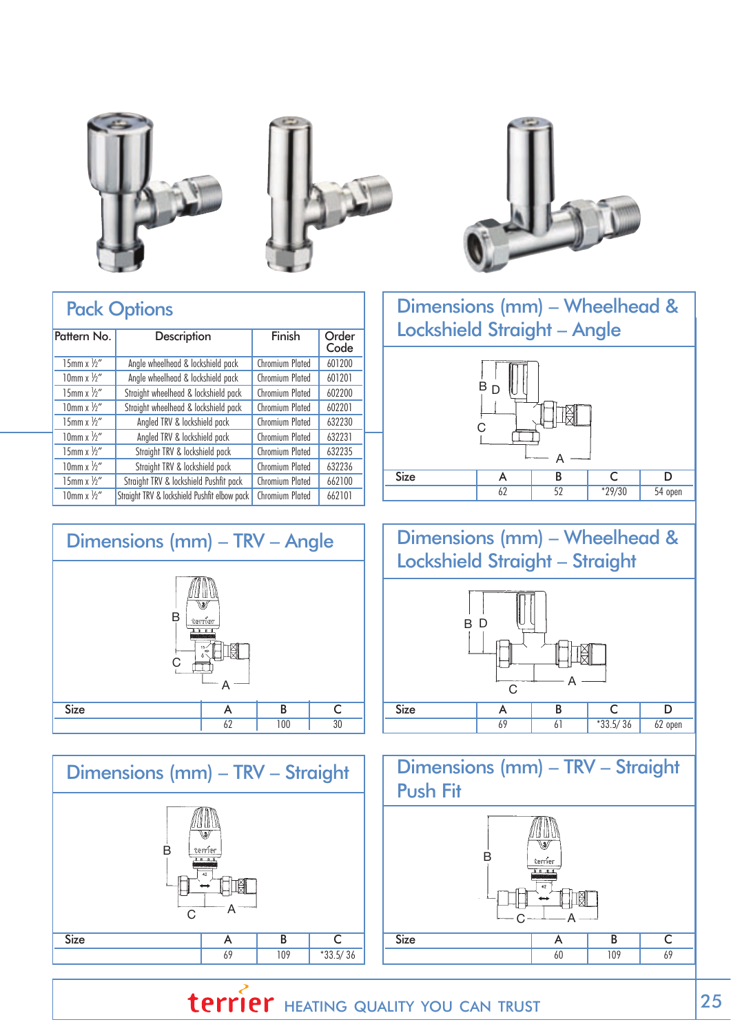## Pack Options

| Pattern No. | Description | Finish | Order Code |
|---|---|---|---|
| 15mm x ½" | Angle wheelhead & lockshield pack | Chromium Plated | 601200 |
| 10mm x ½" | Angle wheelhead & lockshield pack | Chromium Plated | 601201 |
| 15mm x ½" | Straight wheelhead & lockshield pack | Chromium Plated | 602200 |
| 10mm x ½" | Straight wheelhead & lockshield pack | Chromium Plated | 602201 |
| 15mm x ½" | Angled TRV & lockshield pack | Chromium Plated | 632230 |
| 10mm x ½" | Angled TRV & lockshield pack | Chromium Plated | 632231 |
| 15mm x ½" | Straight TRV & lockshield pack | Chromium Plated | 632235 |
| 10mm x ½" | Straight TRV & lockshield pack | Chromium Plated | 632236 |
| 15mm x ½" | Straight TRV & lockshield Pushfit pack | Chromium Plated | 662100 |
| 10mm x ½" | Straight TRV & lockshield Pushfit elbow pack | Chromium Plated | 662101 |

## Dimensions (mm) – Wheelhead & Lockshield Straight – Angle

| Size | A | B | C | D |
|---|---|---|---|---|
| | 62 | 52 | *29/30 | 54 open |

## Dimensions (mm) – TRV – Angle

| Size | A | B | C |
|---|---|---|---|
| | 62 | 100 | 30 |

## Dimensions (mm) – Wheelhead & Lockshield Straight – Straight

| Size | A | B | C | D |
|---|---|---|---|---|
| | 69 | 61 | *33.5/ 36 | 62 open |

## Dimensions (mm) – TRV – Straight

| Size | A | B | C |
|---|---|---|---|
| | 69 | 109 | *33.5/ 36 |

## Dimensions (mm) – TRV – Straight Push Fit

| Size | A | B | C |
|---|---|---|---|
| | 60 | 109 | 69 |

terrier HEATING QUALITY YOU CAN TRUST